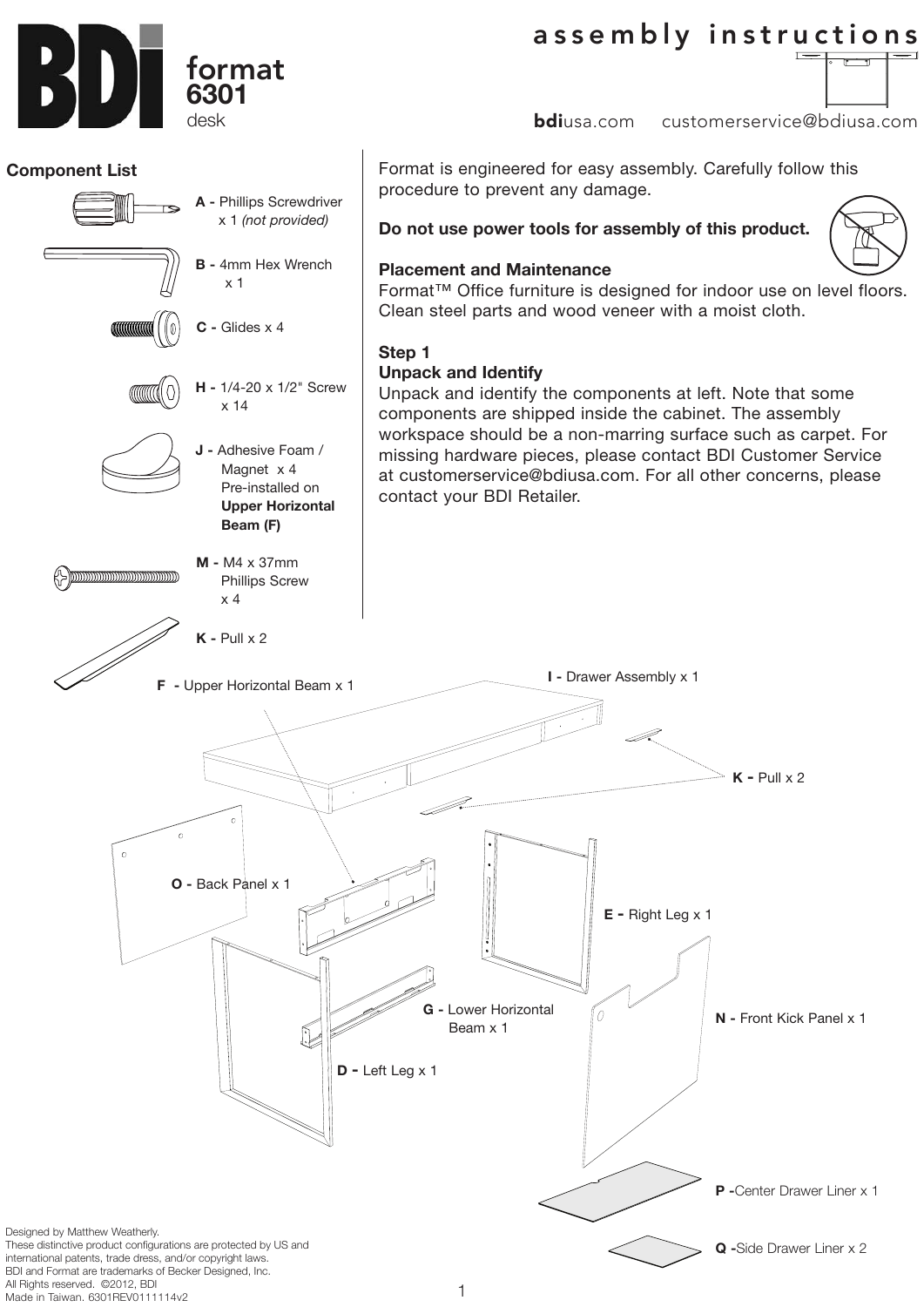# BDI format 6301 desk

## assembly instructions

**bdi**usa.com customerservice@bdiusa.com

### Component List

- **A -** Phillips Screwdriver x 1 *(not provided)*
- **B -** 4mm Hex Wrench x 1
- **C -** Glides x 4
- **H -** 1/4-20 x 1/2" Screw x 14
- **J -** Adhesive Foam / Magnet x 4 Pre-installed on **Upper Horizontal Beam (F)**
- **M -** M4 x 37mm Phillips Screw x 4
- **K -** Pull x 2

Format is engineered for easy assembly. Carefully follow this procedure to prevent any damage.

**Do not use power tools for assembly of this product.**

**Placement and Maintenance**
Format™ Office furniture is designed for indoor use on level floors. Clean steel parts and wood veneer with a moist cloth.

**Step 1**
**Unpack and Identify**
Unpack and identify the components at left. Note that some components are shipped inside the cabinet. The assembly workspace should be a non-marring surface such as carpet. For missing hardware pieces, please contact BDI Customer Service at customerservice@bdiusa.com. For all other concerns, please contact your BDI Retailer.

- **F -** Upper Horizontal Beam x 1
- **I -** Drawer Assembly x 1
- **K -** Pull x 2
- **O -** Back Panel x 1
- **E -** Right Leg x 1
- **G -** Lower Horizontal Beam x 1
- **N -** Front Kick Panel x 1
- **D -** Left Leg x 1
- **P -** Center Drawer Liner x 1
- **Q -** Side Drawer Liner x 2

Designed by Matthew Weatherly.
These distinctive product configurations are protected by US and international patents, trade dress, and/or copyright laws.
BDI and Format are trademarks of Becker Designed, Inc.
All Rights reserved. ©2012, BDI
Made in Taiwan. 6301REV0111114v2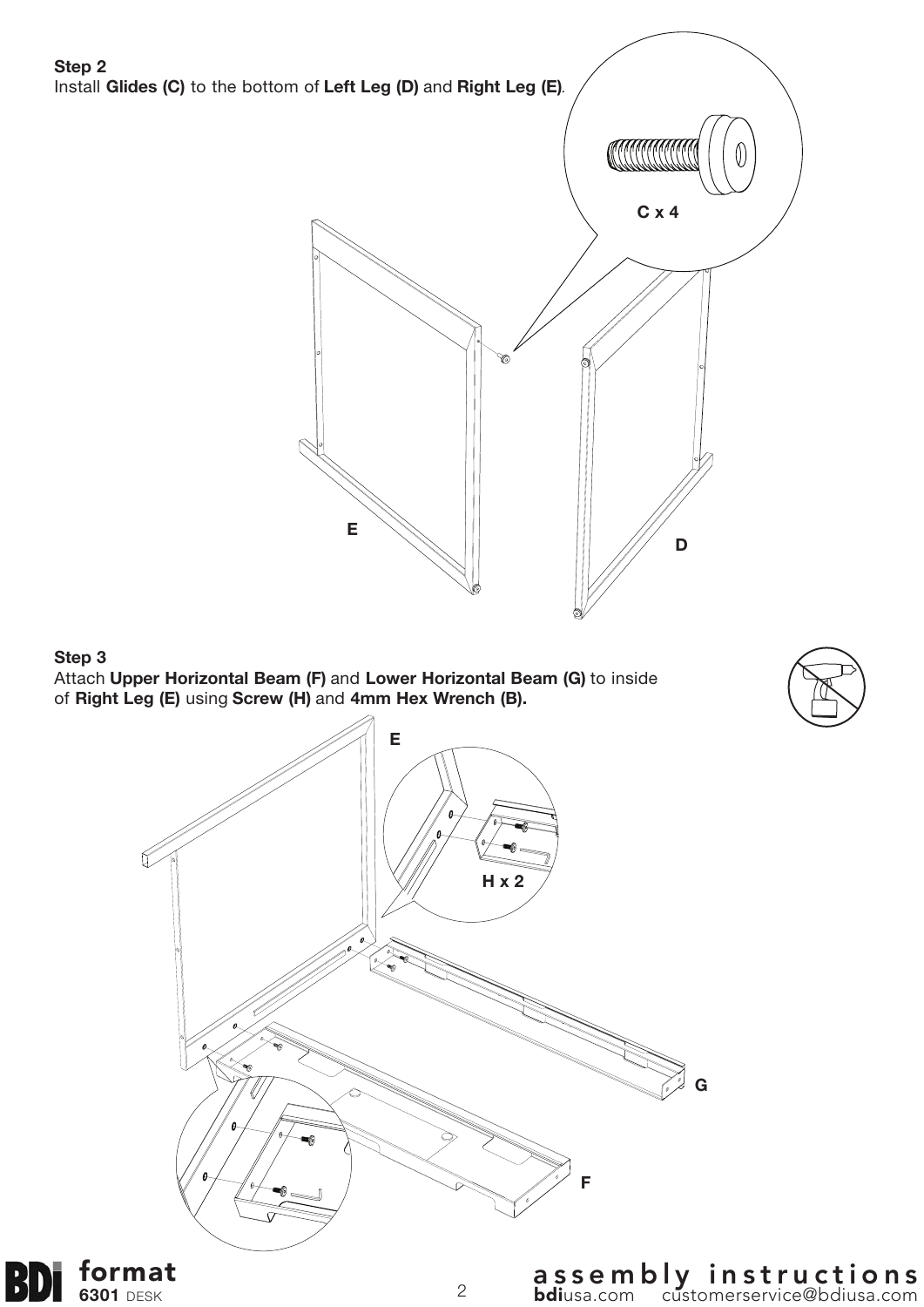**Step 2**

Install **Glides (C)** to the bottom of **Left Leg (D)** and **Right Leg (E)**.

C x 4

E

D

**Step 3**

Attach **Upper Horizontal Beam (F)** and **Lower Horizontal Beam (G)** to inside of **Right Leg (E)** using **Screw (H)** and **4mm Hex Wrench (B).**

E

H x 2

G

F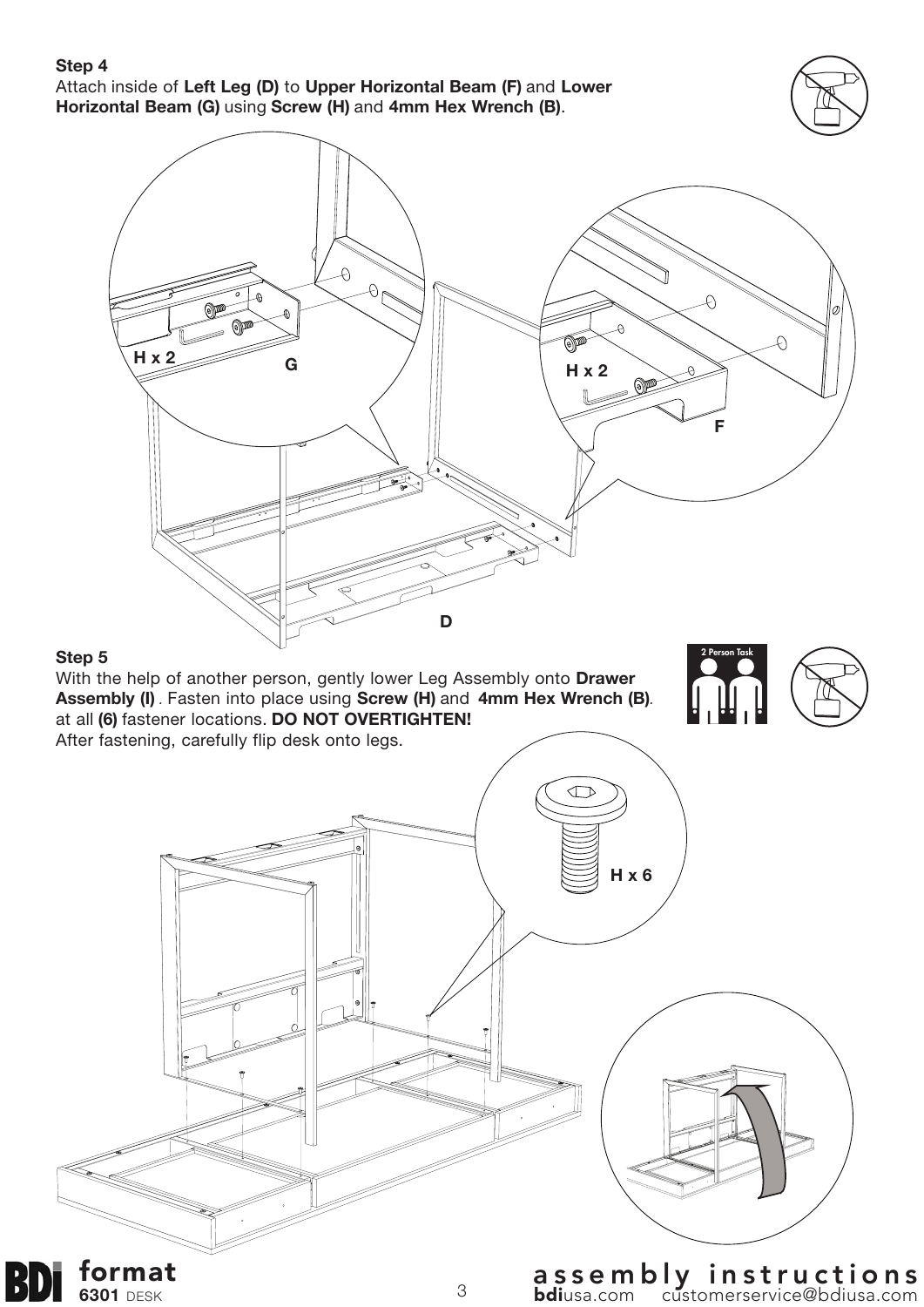**Step 4**
Attach inside of **Left Leg (D)** to **Upper Horizontal Beam (F)** and **Lower Horizontal Beam (G)** using **Screw (H)** and **4mm Hex Wrench (B)**.

H x 2

G

H x 2

F

D

**Step 5**
With the help of another person, gently lower Leg Assembly onto **Drawer Assembly (I)** . Fasten into place using **Screw (H)** and **4mm Hex Wrench (B)**. at all **(6)** fastener locations. **DO NOT OVERTIGHTEN!**
After fastening, carefully flip desk onto legs.

2 Person Task

H x 6

**format**
**6301** DESK

assembly instructions
**bdi**usa.com customerservice@bdiusa.com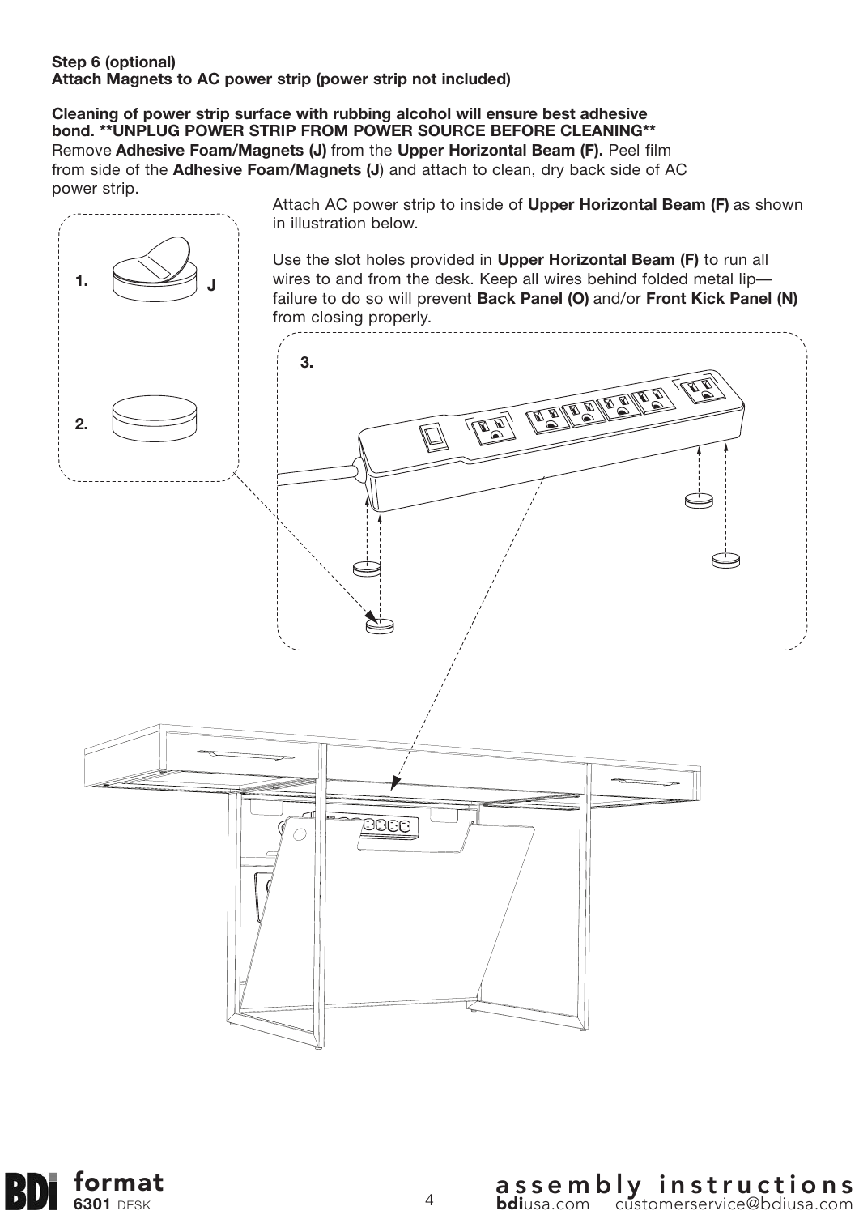**Step 6 (optional)**
**Attach Magnets to AC power strip (power strip not included)**

**Cleaning of power strip surface with rubbing alcohol will ensure best adhesive bond. **UNPLUG POWER STRIP FROM POWER SOURCE BEFORE CLEANING****
Remove **Adhesive Foam/Magnets (J)** from the **Upper Horizontal Beam (F).** Peel film from side of the **Adhesive Foam/Magnets (J**) and attach to clean, dry back side of AC power strip.

Attach AC power strip to inside of **Upper Horizontal Beam (F)** as shown in illustration below.

Use the slot holes provided in **Upper Horizontal Beam (F)** to run all wires to and from the desk. Keep all wires behind folded metal lip—failure to do so will prevent **Back Panel (O)** and/or **Front Kick Panel (N)** from closing properly.

1. J

2.

3.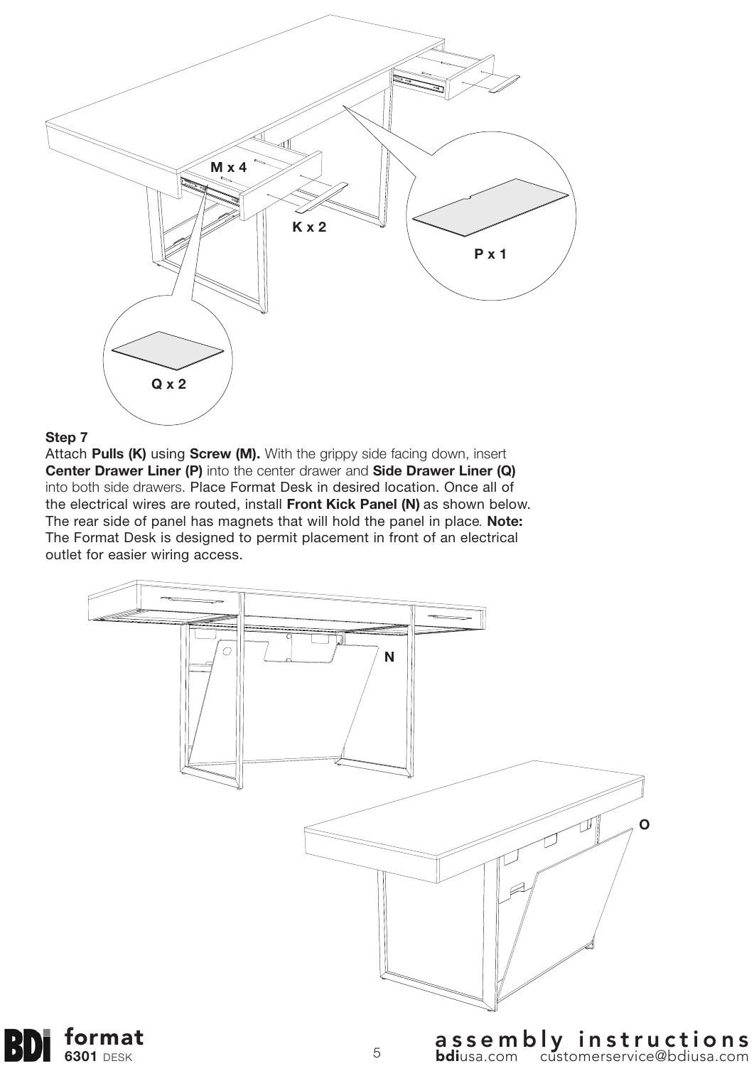M x 4

K x 2

P x 1

Q x 2

**Step 7**

Attach **Pulls (K)** using **Screw (M).** With the grippy side facing down, insert **Center Drawer Liner (P)** into the center drawer and **Side Drawer Liner (Q)** into both side drawers. Place Format Desk in desired location. Once all of the electrical wires are routed, install **Front Kick Panel (N)** as shown below. The rear side of panel has magnets that will hold the panel in place. **Note:** The Format Desk is designed to permit placement in front of an electrical outlet for easier wiring access.

N

O

**format**
**6301** DESK

assembly instructions
**bdi**usa.com customerservice@bdiusa.com